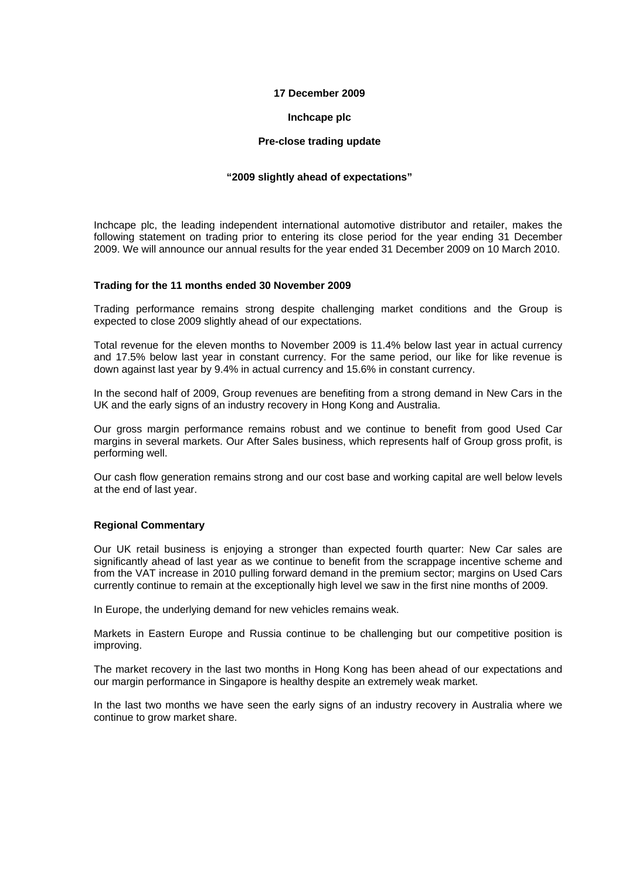**17 December 2009**

**Inchcape plc**

**Pre-close trading update**

**"2009 slightly ahead of expectations"**

Inchcape plc, the leading independent international automotive distributor and retailer, makes the following statement on trading prior to entering its close period for the year ending 31 December 2009. We will announce our annual results for the year ended 31 December 2009 on 10 March 2010.

**Trading for the 11 months ended 30 November 2009**

Trading performance remains strong despite challenging market conditions and the Group is expected to close 2009 slightly ahead of our expectations.

Total revenue for the eleven months to November 2009 is 11.4% below last year in actual currency and 17.5% below last year in constant currency. For the same period, our like for like revenue is down against last year by 9.4% in actual currency and 15.6% in constant currency.

In the second half of 2009, Group revenues are benefiting from a strong demand in New Cars in the UK and the early signs of an industry recovery in Hong Kong and Australia.

Our gross margin performance remains robust and we continue to benefit from good Used Car margins in several markets. Our After Sales business, which represents half of Group gross profit, is performing well.

Our cash flow generation remains strong and our cost base and working capital are well below levels at the end of last year.

**Regional Commentary**

Our UK retail business is enjoying a stronger than expected fourth quarter: New Car sales are significantly ahead of last year as we continue to benefit from the scrappage incentive scheme and from the VAT increase in 2010 pulling forward demand in the premium sector; margins on Used Cars currently continue to remain at the exceptionally high level we saw in the first nine months of 2009.

In Europe, the underlying demand for new vehicles remains weak.

Markets in Eastern Europe and Russia continue to be challenging but our competitive position is improving.

The market recovery in the last two months in Hong Kong has been ahead of our expectations and our margin performance in Singapore is healthy despite an extremely weak market.

In the last two months we have seen the early signs of an industry recovery in Australia where we continue to grow market share.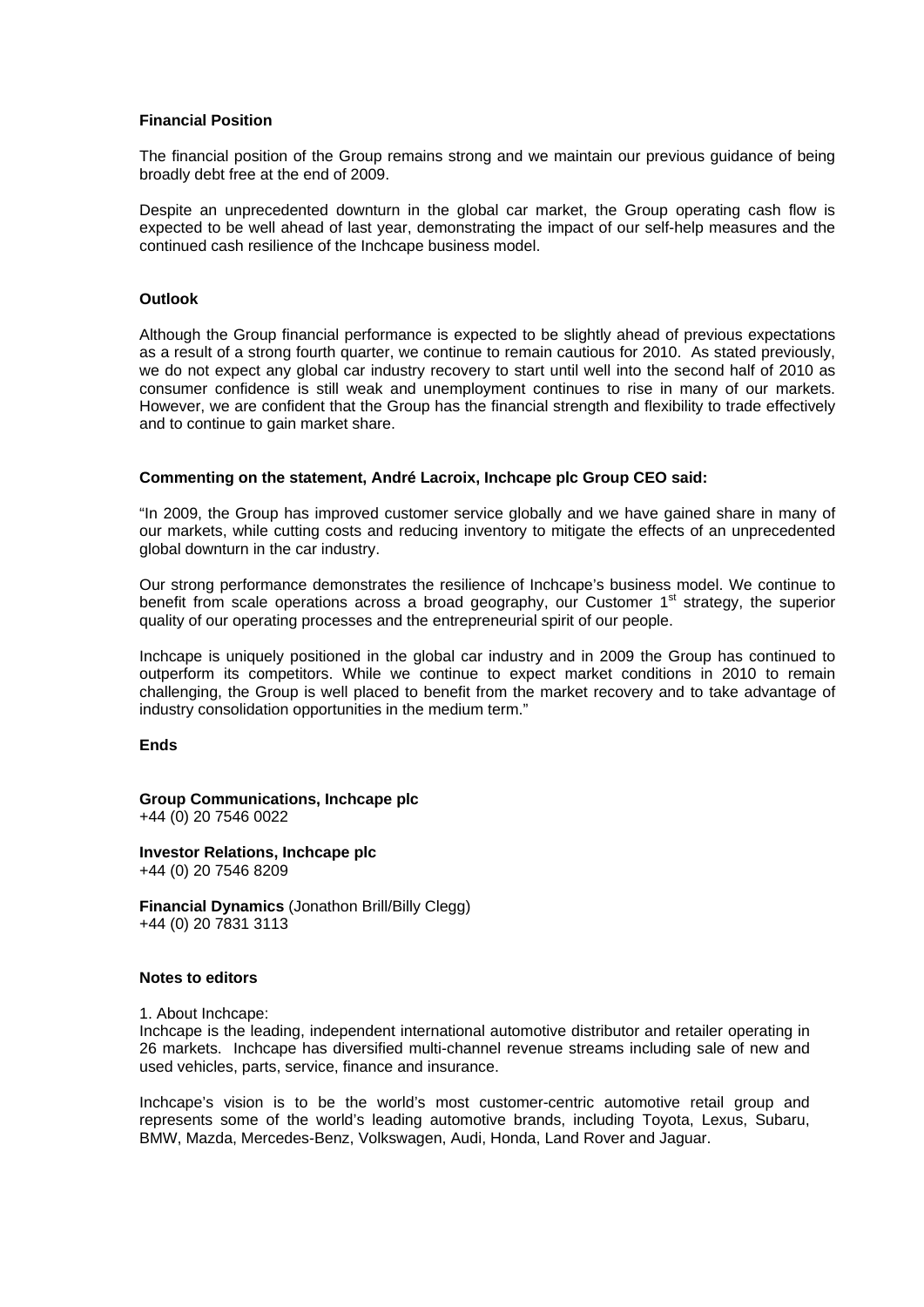**Financial Position**

The financial position of the Group remains strong and we maintain our previous guidance of being broadly debt free at the end of 2009.

Despite an unprecedented downturn in the global car market, the Group operating cash flow is expected to be well ahead of last year, demonstrating the impact of our self-help measures and the continued cash resilience of the Inchcape business model.

**Outlook**

Although the Group financial performance is expected to be slightly ahead of previous expectations as a result of a strong fourth quarter, we continue to remain cautious for 2010. As stated previously, we do not expect any global car industry recovery to start until well into the second half of 2010 as consumer confidence is still weak and unemployment continues to rise in many of our markets. However, we are confident that the Group has the financial strength and flexibility to trade effectively and to continue to gain market share.

**Commenting on the statement, André Lacroix, Inchcape plc Group CEO said:**

"In 2009, the Group has improved customer service globally and we have gained share in many of our markets, while cutting costs and reducing inventory to mitigate the effects of an unprecedented global downturn in the car industry.

Our strong performance demonstrates the resilience of Inchcape's business model. We continue to benefit from scale operations across a broad geography, our Customer 1st strategy, the superior quality of our operating processes and the entrepreneurial spirit of our people.

Inchcape is uniquely positioned in the global car industry and in 2009 the Group has continued to outperform its competitors. While we continue to expect market conditions in 2010 to remain challenging, the Group is well placed to benefit from the market recovery and to take advantage of industry consolidation opportunities in the medium term."

**Ends**

**Group Communications, Inchcape plc**
+44 (0) 20 7546 0022

**Investor Relations, Inchcape plc**
+44 (0) 20 7546 8209

**Financial Dynamics** (Jonathon Brill/Billy Clegg)
+44 (0) 20 7831 3113

**Notes to editors**

1. About Inchcape:
Inchcape is the leading, independent international automotive distributor and retailer operating in 26 markets. Inchcape has diversified multi-channel revenue streams including sale of new and used vehicles, parts, service, finance and insurance.

Inchcape's vision is to be the world's most customer-centric automotive retail group and represents some of the world's leading automotive brands, including Toyota, Lexus, Subaru, BMW, Mazda, Mercedes-Benz, Volkswagen, Audi, Honda, Land Rover and Jaguar.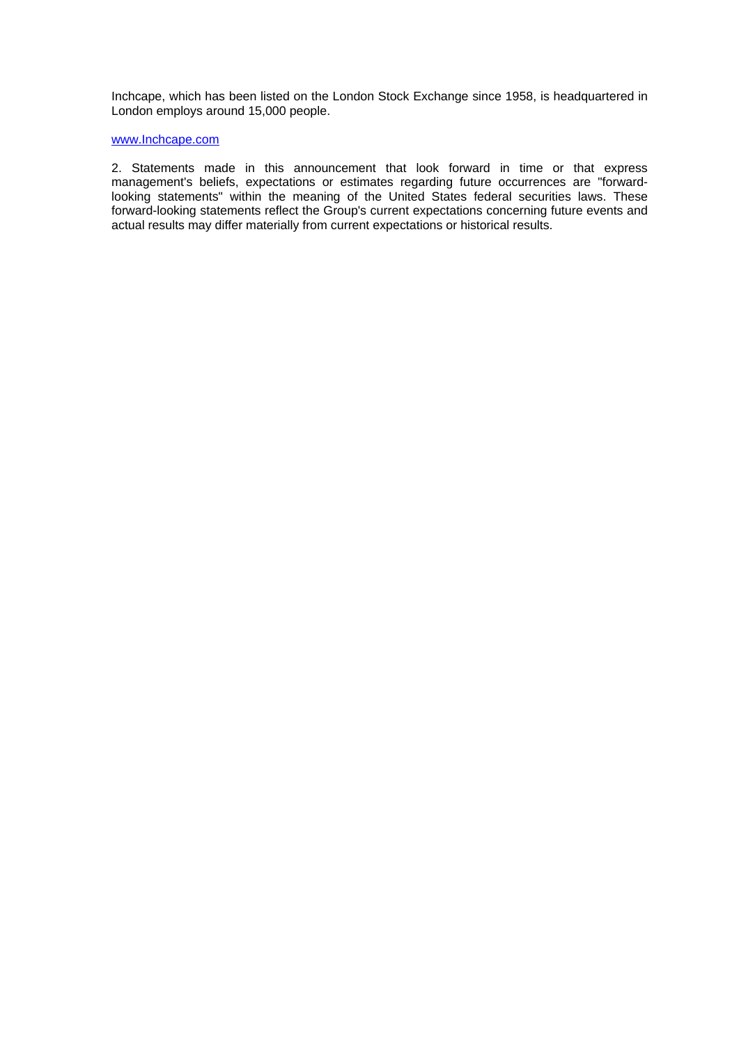Inchcape, which has been listed on the London Stock Exchange since 1958, is headquartered in London employs around 15,000 people.

www.Inchcape.com

2. Statements made in this announcement that look forward in time or that express management's beliefs, expectations or estimates regarding future occurrences are "forward-looking statements" within the meaning of the United States federal securities laws. These forward-looking statements reflect the Group's current expectations concerning future events and actual results may differ materially from current expectations or historical results.